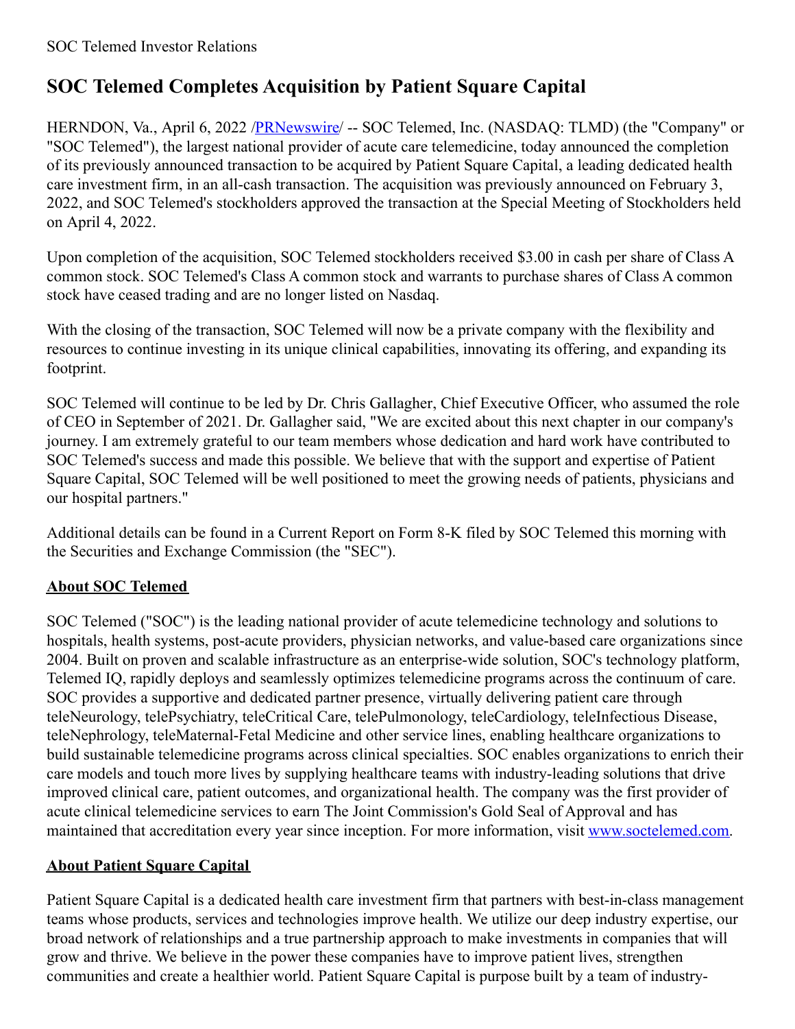SOC Telemed Investor Relations

# SOC Telemed Completes Acquisition by Patient Square Capital

HERNDON, Va., April 6, 2022 /PRNewswire/ -- SOC Telemed, Inc. (NASDAQ: TLMD) (the "Company" or "SOC Telemed"), the largest national provider of acute care telemedicine, today announced the completion of its previously announced transaction to be acquired by Patient Square Capital, a leading dedicated health care investment firm, in an all-cash transaction. The acquisition was previously announced on February 3, 2022, and SOC Telemed's stockholders approved the transaction at the Special Meeting of Stockholders held on April 4, 2022.

Upon completion of the acquisition, SOC Telemed stockholders received $3.00 in cash per share of Class A common stock. SOC Telemed's Class A common stock and warrants to purchase shares of Class A common stock have ceased trading and are no longer listed on Nasdaq.

With the closing of the transaction, SOC Telemed will now be a private company with the flexibility and resources to continue investing in its unique clinical capabilities, innovating its offering, and expanding its footprint.

SOC Telemed will continue to be led by Dr. Chris Gallagher, Chief Executive Officer, who assumed the role of CEO in September of 2021. Dr. Gallagher said, "We are excited about this next chapter in our company's journey. I am extremely grateful to our team members whose dedication and hard work have contributed to SOC Telemed's success and made this possible. We believe that with the support and expertise of Patient Square Capital, SOC Telemed will be well positioned to meet the growing needs of patients, physicians and our hospital partners."

Additional details can be found in a Current Report on Form 8-K filed by SOC Telemed this morning with the Securities and Exchange Commission (the "SEC").

## About SOC Telemed

SOC Telemed ("SOC") is the leading national provider of acute telemedicine technology and solutions to hospitals, health systems, post-acute providers, physician networks, and value-based care organizations since 2004. Built on proven and scalable infrastructure as an enterprise-wide solution, SOC's technology platform, Telemed IQ, rapidly deploys and seamlessly optimizes telemedicine programs across the continuum of care. SOC provides a supportive and dedicated partner presence, virtually delivering patient care through teleNeurology, telePsychiatry, teleCritical Care, telePulmonology, teleCardiology, teleInfectious Disease, teleNephrology, teleMaternal-Fetal Medicine and other service lines, enabling healthcare organizations to build sustainable telemedicine programs across clinical specialties. SOC enables organizations to enrich their care models and touch more lives by supplying healthcare teams with industry-leading solutions that drive improved clinical care, patient outcomes, and organizational health. The company was the first provider of acute clinical telemedicine services to earn The Joint Commission's Gold Seal of Approval and has maintained that accreditation every year since inception. For more information, visit www.soctelemed.com.

## About Patient Square Capital

Patient Square Capital is a dedicated health care investment firm that partners with best-in-class management teams whose products, services and technologies improve health. We utilize our deep industry expertise, our broad network of relationships and a true partnership approach to make investments in companies that will grow and thrive. We believe in the power these companies have to improve patient lives, strengthen communities and create a healthier world. Patient Square Capital is purpose built by a team of industry-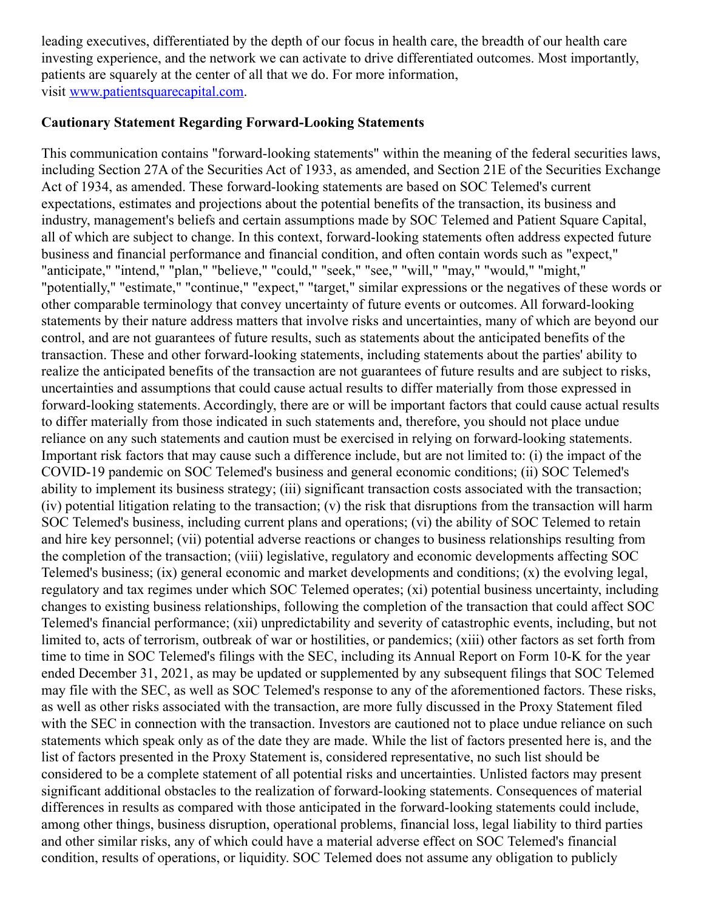leading executives, differentiated by the depth of our focus in health care, the breadth of our health care investing experience, and the network we can activate to drive differentiated outcomes. Most importantly, patients are squarely at the center of all that we do. For more information, visit [www.patientsquarecapital.com](http://www.patientsquarecapital.com).

**Cautionary Statement Regarding Forward-Looking Statements**

This communication contains "forward-looking statements" within the meaning of the federal securities laws, including Section 27A of the Securities Act of 1933, as amended, and Section 21E of the Securities Exchange Act of 1934, as amended. These forward-looking statements are based on SOC Telemed's current expectations, estimates and projections about the potential benefits of the transaction, its business and industry, management's beliefs and certain assumptions made by SOC Telemed and Patient Square Capital, all of which are subject to change. In this context, forward-looking statements often address expected future business and financial performance and financial condition, and often contain words such as "expect," "anticipate," "intend," "plan," "believe," "could," "seek," "see," "will," "may," "would," "might," "potentially," "estimate," "continue," "expect," "target," similar expressions or the negatives of these words or other comparable terminology that convey uncertainty of future events or outcomes. All forward-looking statements by their nature address matters that involve risks and uncertainties, many of which are beyond our control, and are not guarantees of future results, such as statements about the anticipated benefits of the transaction. These and other forward-looking statements, including statements about the parties' ability to realize the anticipated benefits of the transaction are not guarantees of future results and are subject to risks, uncertainties and assumptions that could cause actual results to differ materially from those expressed in forward-looking statements. Accordingly, there are or will be important factors that could cause actual results to differ materially from those indicated in such statements and, therefore, you should not place undue reliance on any such statements and caution must be exercised in relying on forward-looking statements. Important risk factors that may cause such a difference include, but are not limited to: (i) the impact of the COVID-19 pandemic on SOC Telemed's business and general economic conditions; (ii) SOC Telemed's ability to implement its business strategy; (iii) significant transaction costs associated with the transaction; (iv) potential litigation relating to the transaction; (v) the risk that disruptions from the transaction will harm SOC Telemed's business, including current plans and operations; (vi) the ability of SOC Telemed to retain and hire key personnel; (vii) potential adverse reactions or changes to business relationships resulting from the completion of the transaction; (viii) legislative, regulatory and economic developments affecting SOC Telemed's business; (ix) general economic and market developments and conditions; (x) the evolving legal, regulatory and tax regimes under which SOC Telemed operates; (xi) potential business uncertainty, including changes to existing business relationships, following the completion of the transaction that could affect SOC Telemed's financial performance; (xii) unpredictability and severity of catastrophic events, including, but not limited to, acts of terrorism, outbreak of war or hostilities, or pandemics; (xiii) other factors as set forth from time to time in SOC Telemed's filings with the SEC, including its Annual Report on Form 10-K for the year ended December 31, 2021, as may be updated or supplemented by any subsequent filings that SOC Telemed may file with the SEC, as well as SOC Telemed's response to any of the aforementioned factors. These risks, as well as other risks associated with the transaction, are more fully discussed in the Proxy Statement filed with the SEC in connection with the transaction. Investors are cautioned not to place undue reliance on such statements which speak only as of the date they are made. While the list of factors presented here is, and the list of factors presented in the Proxy Statement is, considered representative, no such list should be considered to be a complete statement of all potential risks and uncertainties. Unlisted factors may present significant additional obstacles to the realization of forward-looking statements. Consequences of material differences in results as compared with those anticipated in the forward-looking statements could include, among other things, business disruption, operational problems, financial loss, legal liability to third parties and other similar risks, any of which could have a material adverse effect on SOC Telemed's financial condition, results of operations, or liquidity. SOC Telemed does not assume any obligation to publicly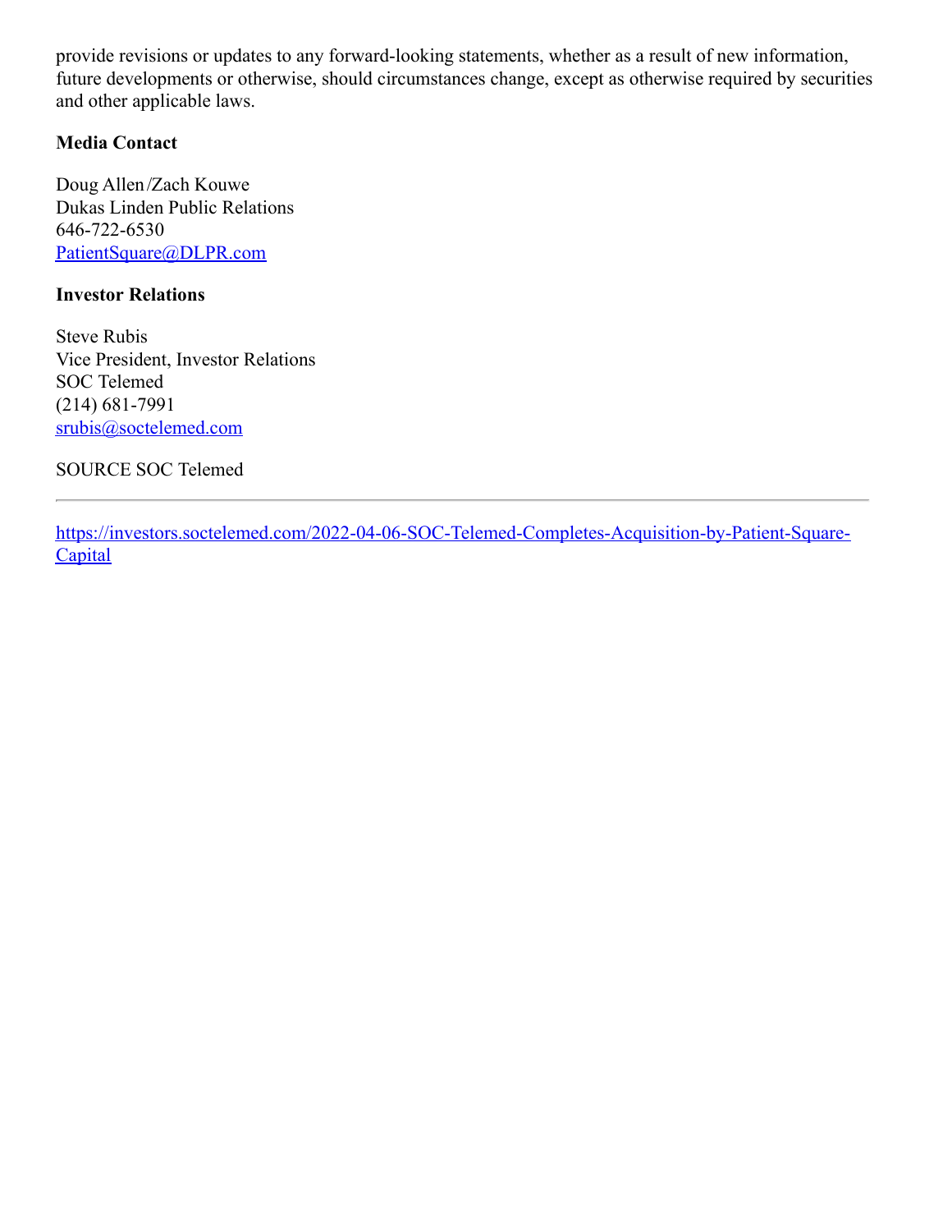provide revisions or updates to any forward-looking statements, whether as a result of new information, future developments or otherwise, should circumstances change, except as otherwise required by securities and other applicable laws.

**Media Contact**

Doug Allen/Zach Kouwe
Dukas Linden Public Relations
646-722-6530
PatientSquare@DLPR.com

**Investor Relations**

Steve Rubis
Vice President, Investor Relations
SOC Telemed
(214) 681-7991
srubis@soctelemed.com

SOURCE SOC Telemed

---

https://investors.soctelemed.com/2022-04-06-SOC-Telemed-Completes-Acquisition-by-Patient-Square-Capital